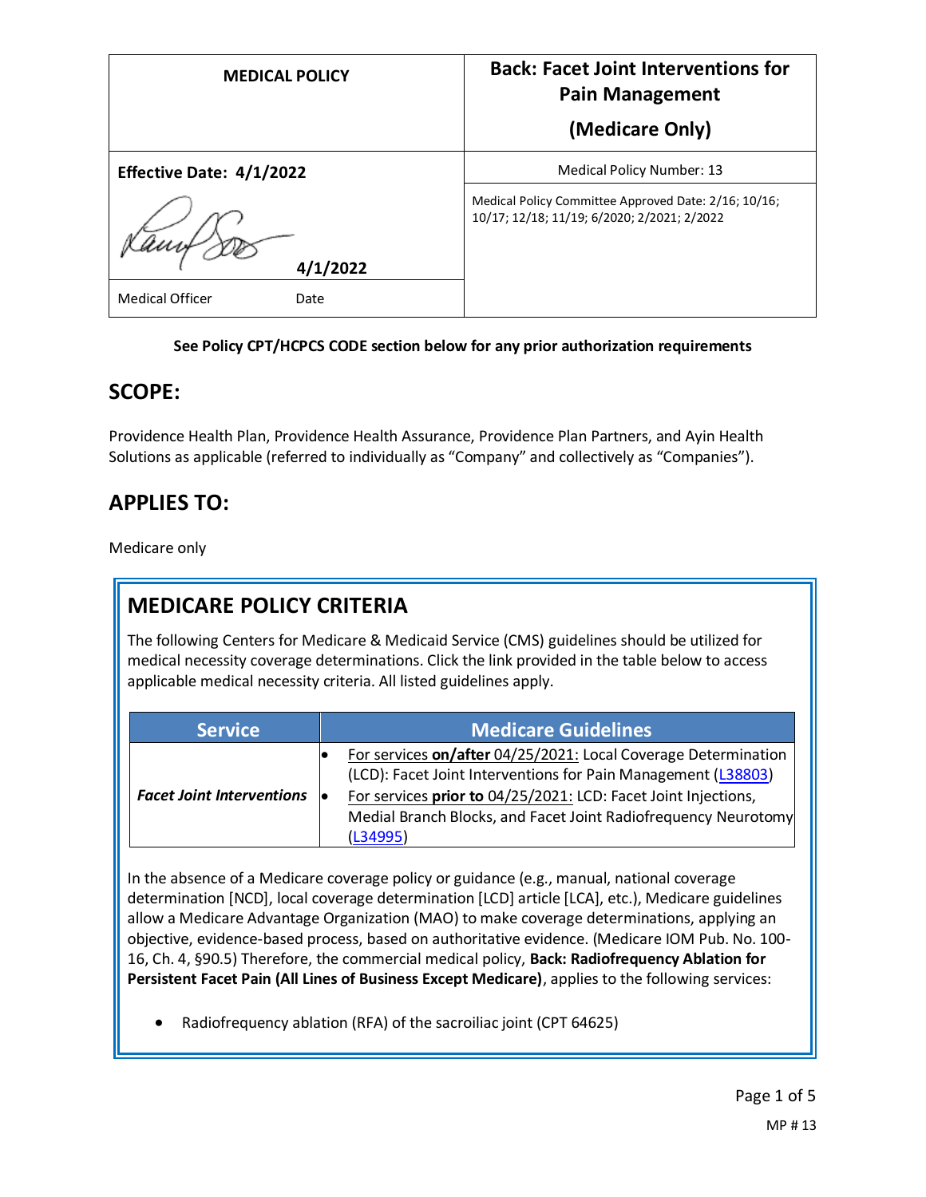| MEDICAL POLICY | Back: Facet Joint Interventions for Pain Management (Medicare Only) |
|---|---|
| **Effective Date: 4/1/2022** | Medical Policy Number: 13 |
| 4/1/2022 | Medical Policy Committee Approved Date: 2/16; 10/16; 10/17; 12/18; 11/19; 6/2020; 2/2021; 2/2022 |
| Medical Officer Date | |

**See Policy CPT/HCPCS CODE section below for any prior authorization requirements**

## SCOPE:

Providence Health Plan, Providence Health Assurance, Providence Plan Partners, and Ayin Health Solutions as applicable (referred to individually as "Company" and collectively as "Companies").

## APPLIES TO:

Medicare only

## MEDICARE POLICY CRITERIA

The following Centers for Medicare & Medicaid Service (CMS) guidelines should be utilized for medical necessity coverage determinations. Click the link provided in the table below to access applicable medical necessity criteria. All listed guidelines apply.

| Service | Medicare Guidelines |
|---|---|
| ***Facet Joint Interventions*** | • For services **on/after** 04/25/2021: Local Coverage Determination (LCD): Facet Joint Interventions for Pain Management (L38803)<br>• For services **prior to** 04/25/2021: LCD: Facet Joint Injections, Medial Branch Blocks, and Facet Joint Radiofrequency Neurotomy (L34995) |

In the absence of a Medicare coverage policy or guidance (e.g., manual, national coverage determination [NCD], local coverage determination [LCD] article [LCA], etc.), Medicare guidelines allow a Medicare Advantage Organization (MAO) to make coverage determinations, applying an objective, evidence-based process, based on authoritative evidence. (Medicare IOM Pub. No. 100-16, Ch. 4, §90.5) Therefore, the commercial medical policy, **Back: Radiofrequency Ablation for Persistent Facet Pain (All Lines of Business Except Medicare)**, applies to the following services:

- Radiofrequency ablation (RFA) of the sacroiliac joint (CPT 64625)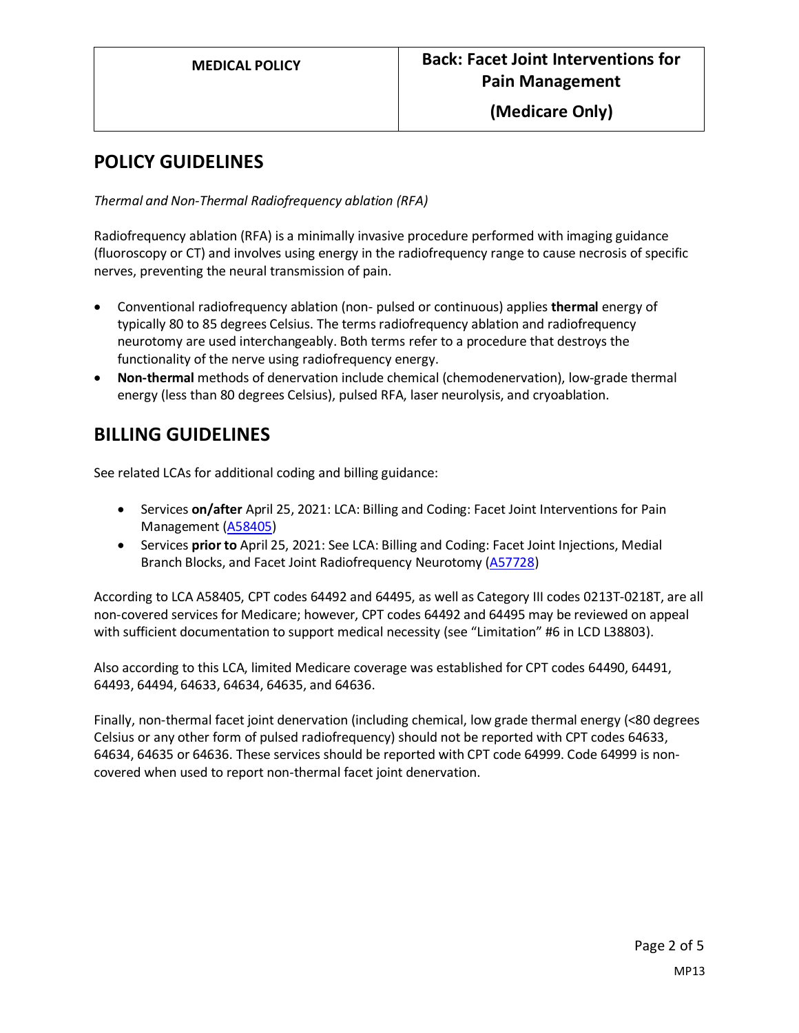## POLICY GUIDELINES

*Thermal and Non-Thermal Radiofrequency ablation (RFA)*

Radiofrequency ablation (RFA) is a minimally invasive procedure performed with imaging guidance (fluoroscopy or CT) and involves using energy in the radiofrequency range to cause necrosis of specific nerves, preventing the neural transmission of pain.

- Conventional radiofrequency ablation (non- pulsed or continuous) applies **thermal** energy of typically 80 to 85 degrees Celsius. The terms radiofrequency ablation and radiofrequency neurotomy are used interchangeably. Both terms refer to a procedure that destroys the functionality of the nerve using radiofrequency energy.
- **Non-thermal** methods of denervation include chemical (chemodenervation), low-grade thermal energy (less than 80 degrees Celsius), pulsed RFA, laser neurolysis, and cryoablation.

## BILLING GUIDELINES

See related LCAs for additional coding and billing guidance:

- Services **on/after** April 25, 2021: LCA: Billing and Coding: Facet Joint Interventions for Pain Management (A58405)
- Services **prior to** April 25, 2021: See LCA: Billing and Coding: Facet Joint Injections, Medial Branch Blocks, and Facet Joint Radiofrequency Neurotomy (A57728)

According to LCA A58405, CPT codes 64492 and 64495, as well as Category III codes 0213T-0218T, are all non-covered services for Medicare; however, CPT codes 64492 and 64495 may be reviewed on appeal with sufficient documentation to support medical necessity (see "Limitation" #6 in LCD L38803).

Also according to this LCA, limited Medicare coverage was established for CPT codes 64490, 64491, 64493, 64494, 64633, 64634, 64635, and 64636.

Finally, non-thermal facet joint denervation (including chemical, low grade thermal energy (<80 degrees Celsius or any other form of pulsed radiofrequency) should not be reported with CPT codes 64633, 64634, 64635 or 64636. These services should be reported with CPT code 64999. Code 64999 is non-covered when used to report non-thermal facet joint denervation.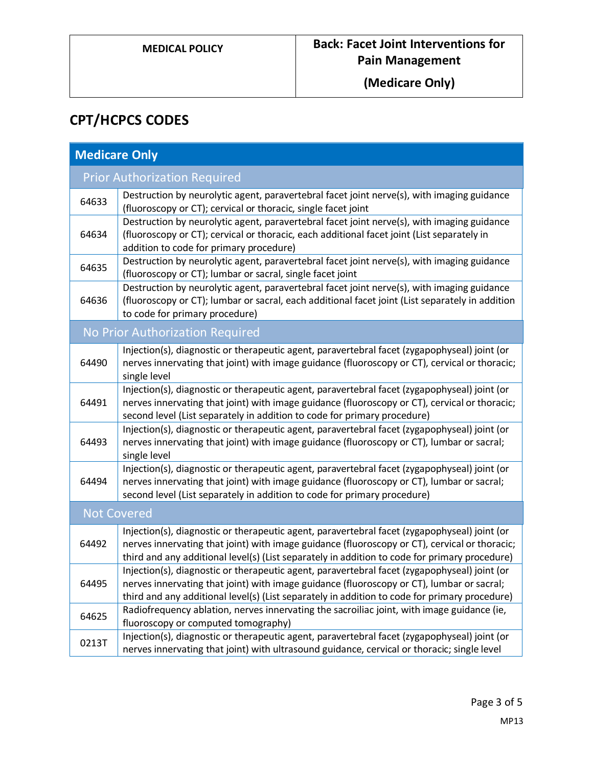## CPT/HCPCS CODES

| Medicare Only | |
|---|---|
| **Prior Authorization Required** | |
| 64633 | Destruction by neurolytic agent, paravertebral facet joint nerve(s), with imaging guidance (fluoroscopy or CT); cervical or thoracic, single facet joint |
| 64634 | Destruction by neurolytic agent, paravertebral facet joint nerve(s), with imaging guidance (fluoroscopy or CT); cervical or thoracic, each additional facet joint (List separately in addition to code for primary procedure) |
| 64635 | Destruction by neurolytic agent, paravertebral facet joint nerve(s), with imaging guidance (fluoroscopy or CT); lumbar or sacral, single facet joint |
| 64636 | Destruction by neurolytic agent, paravertebral facet joint nerve(s), with imaging guidance (fluoroscopy or CT); lumbar or sacral, each additional facet joint (List separately in addition to code for primary procedure) |
| **No Prior Authorization Required** | |
| 64490 | Injection(s), diagnostic or therapeutic agent, paravertebral facet (zygapophyseal) joint (or nerves innervating that joint) with image guidance (fluoroscopy or CT), cervical or thoracic; single level |
| 64491 | Injection(s), diagnostic or therapeutic agent, paravertebral facet (zygapophyseal) joint (or nerves innervating that joint) with image guidance (fluoroscopy or CT), cervical or thoracic; second level (List separately in addition to code for primary procedure) |
| 64493 | Injection(s), diagnostic or therapeutic agent, paravertebral facet (zygapophyseal) joint (or nerves innervating that joint) with image guidance (fluoroscopy or CT), lumbar or sacral; single level |
| 64494 | Injection(s), diagnostic or therapeutic agent, paravertebral facet (zygapophyseal) joint (or nerves innervating that joint) with image guidance (fluoroscopy or CT), lumbar or sacral; second level (List separately in addition to code for primary procedure) |
| **Not Covered** | |
| 64492 | Injection(s), diagnostic or therapeutic agent, paravertebral facet (zygapophyseal) joint (or nerves innervating that joint) with image guidance (fluoroscopy or CT), cervical or thoracic; third and any additional level(s) (List separately in addition to code for primary procedure) |
| 64495 | Injection(s), diagnostic or therapeutic agent, paravertebral facet (zygapophyseal) joint (or nerves innervating that joint) with image guidance (fluoroscopy or CT), lumbar or sacral; third and any additional level(s) (List separately in addition to code for primary procedure) |
| 64625 | Radiofrequency ablation, nerves innervating the sacroiliac joint, with image guidance (ie, fluoroscopy or computed tomography) |
| 0213T | Injection(s), diagnostic or therapeutic agent, paravertebral facet (zygapophyseal) joint (or nerves innervating that joint) with ultrasound guidance, cervical or thoracic; single level |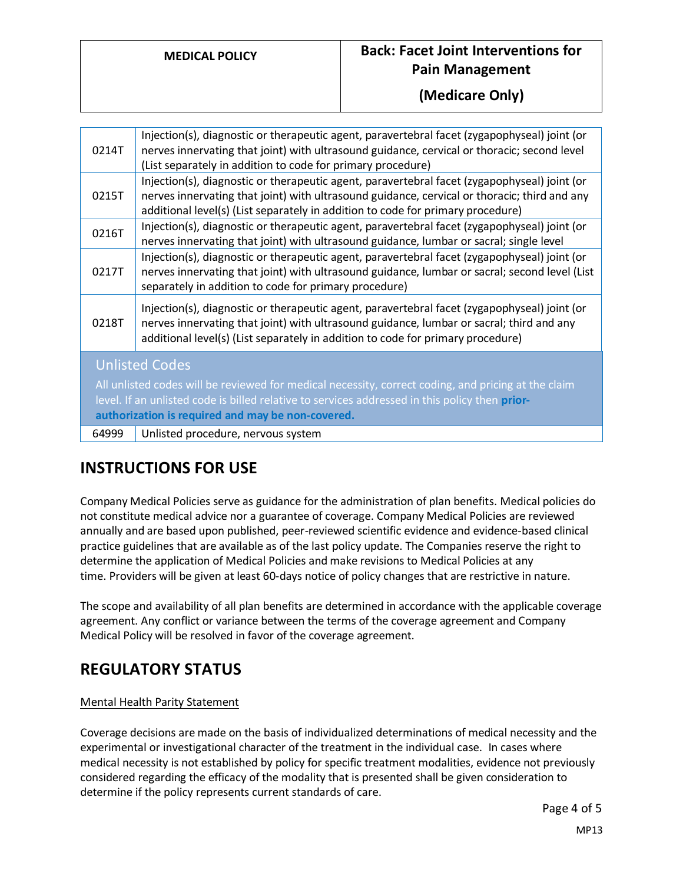| | |
|---|---|
| 0214T | Injection(s), diagnostic or therapeutic agent, paravertebral facet (zygapophyseal) joint (or nerves innervating that joint) with ultrasound guidance, cervical or thoracic; second level (List separately in addition to code for primary procedure) |
| 0215T | Injection(s), diagnostic or therapeutic agent, paravertebral facet (zygapophyseal) joint (or nerves innervating that joint) with ultrasound guidance, cervical or thoracic; third and any additional level(s) (List separately in addition to code for primary procedure) |
| 0216T | Injection(s), diagnostic or therapeutic agent, paravertebral facet (zygapophyseal) joint (or nerves innervating that joint) with ultrasound guidance, lumbar or sacral; single level |
| 0217T | Injection(s), diagnostic or therapeutic agent, paravertebral facet (zygapophyseal) joint (or nerves innervating that joint) with ultrasound guidance, lumbar or sacral; second level (List separately in addition to code for primary procedure) |
| 0218T | Injection(s), diagnostic or therapeutic agent, paravertebral facet (zygapophyseal) joint (or nerves innervating that joint) with ultrasound guidance, lumbar or sacral; third and any additional level(s) (List separately in addition to code for primary procedure) |
| **Unlisted Codes** All unlisted codes will be reviewed for medical necessity, correct coding, and pricing at the claim level. If an unlisted code is billed relative to services addressed in this policy then **prior-authorization is required and may be non-covered.** | |
| 64999 | Unlisted procedure, nervous system |

## INSTRUCTIONS FOR USE

Company Medical Policies serve as guidance for the administration of plan benefits. Medical policies do not constitute medical advice nor a guarantee of coverage. Company Medical Policies are reviewed annually and are based upon published, peer-reviewed scientific evidence and evidence-based clinical practice guidelines that are available as of the last policy update. The Companies reserve the right to determine the application of Medical Policies and make revisions to Medical Policies at any time. Providers will be given at least 60-days notice of policy changes that are restrictive in nature.

The scope and availability of all plan benefits are determined in accordance with the applicable coverage agreement. Any conflict or variance between the terms of the coverage agreement and Company Medical Policy will be resolved in favor of the coverage agreement.

## REGULATORY STATUS

Mental Health Parity Statement

Coverage decisions are made on the basis of individualized determinations of medical necessity and the experimental or investigational character of the treatment in the individual case. In cases where medical necessity is not established by policy for specific treatment modalities, evidence not previously considered regarding the efficacy of the modality that is presented shall be given consideration to determine if the policy represents current standards of care.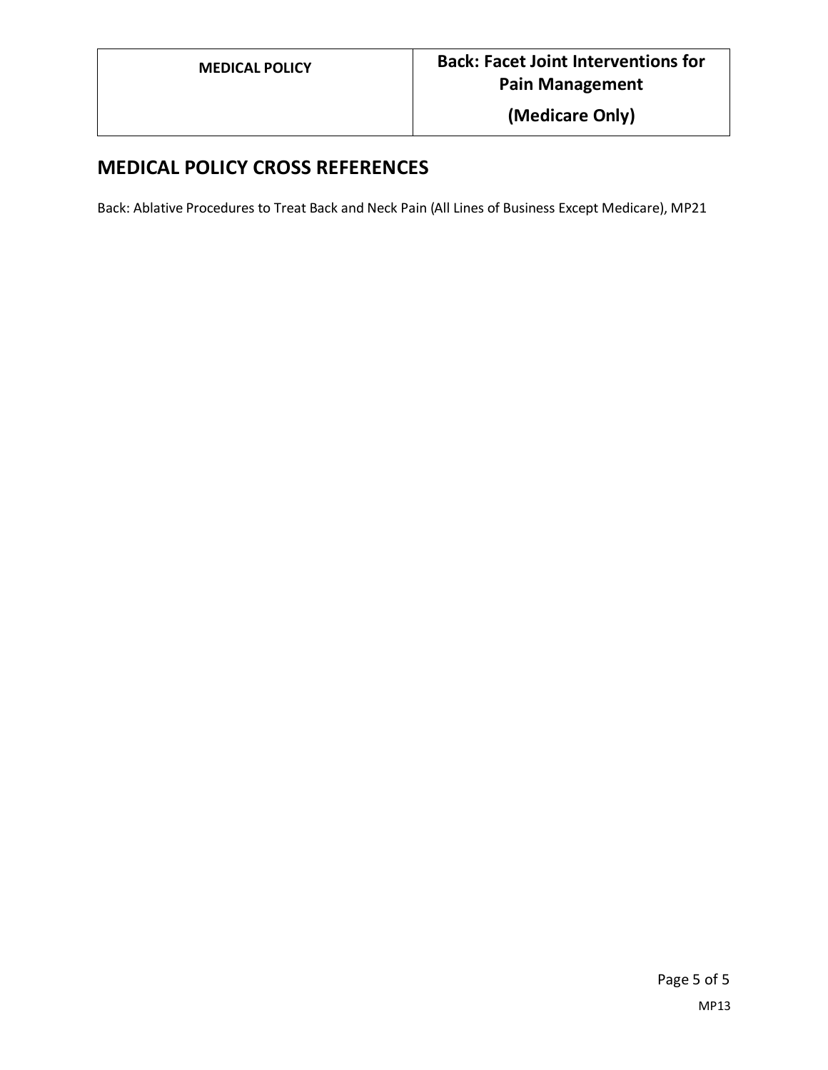## MEDICAL POLICY CROSS REFERENCES

Back: Ablative Procedures to Treat Back and Neck Pain (All Lines of Business Except Medicare), MP21